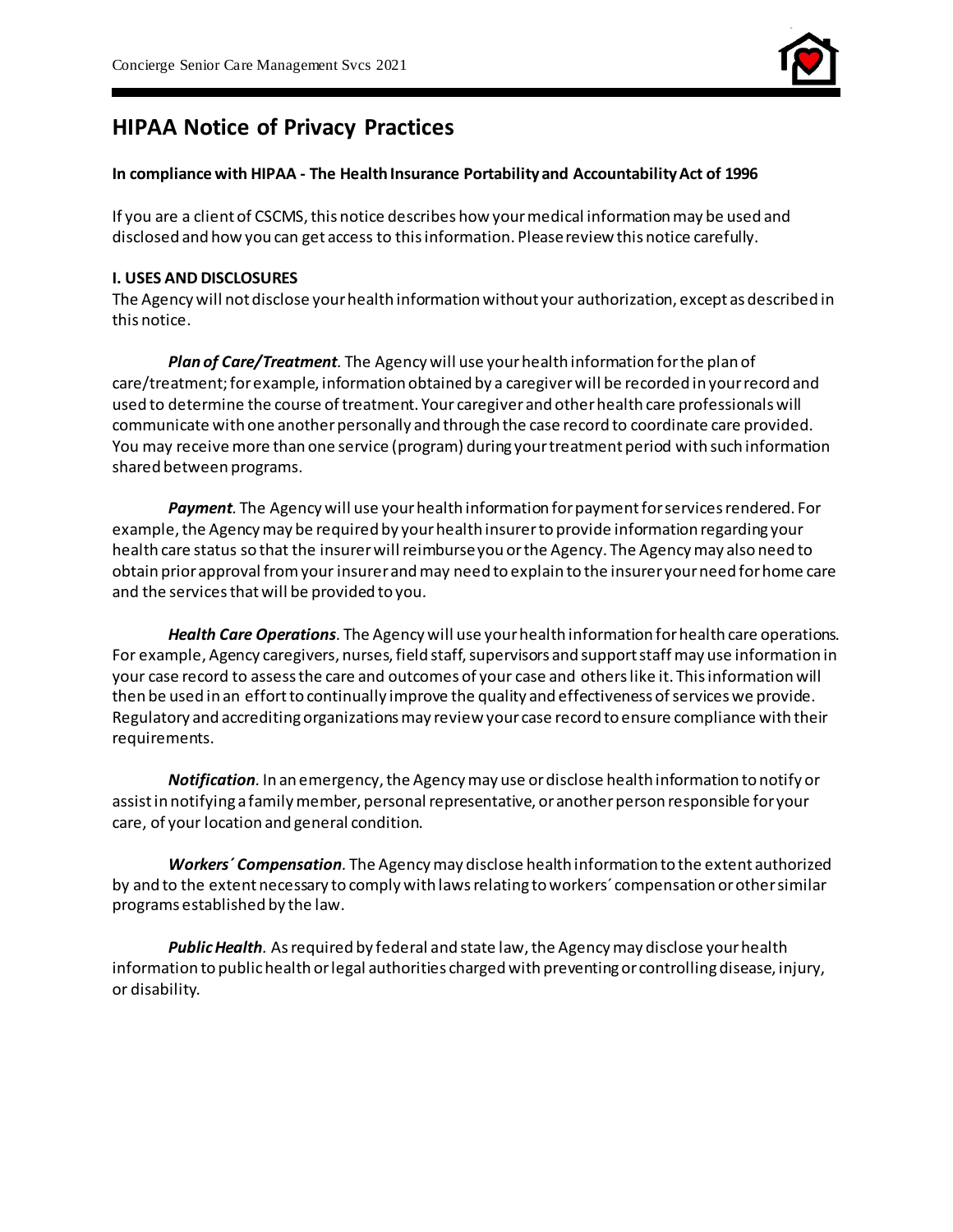# HIPAA Notice of Privacy Practices

**In compliance with HIPAA - The Health Insurance Portability and Accountability Act of 1996**

If you are a client of CSCMS, this notice describes how your medical information may be used and disclosed and how you can get access to this information. Please review this notice carefully.

**I. USES AND DISCLOSURES**

The Agency will not disclose your health information without your authorization, except as described in this notice.

***Plan of Care/Treatment***. The Agency will use your health information for the plan of care/treatment; for example, information obtained by a caregiver will be recorded in your record and used to determine the course of treatment. Your caregiver and other health care professionals will communicate with one another personally and through the case record to coordinate care provided. You may receive more than one service (program) during your treatment period with such information shared between programs.

***Payment***. The Agency will use your health information for payment for services rendered. For example, the Agency may be required by your health insurer to provide information regarding your health care status so that the insurer will reimburse you or the Agency. The Agency may also need to obtain prior approval from your insurer and may need to explain to the insurer your need for home care and the services that will be provided to you.

***Health Care Operations***. The Agency will use your health information for health care operations. For example, Agency caregivers, nurses, field staff, supervisors and support staff may use information in your case record to assess the care and outcomes of your case and others like it. This information will then be used in an effort to continually improve the quality and effectiveness of services we provide. Regulatory and accrediting organizations may review your case record to ensure compliance with their requirements.

***Notification***. In an emergency, the Agency may use or disclose health information to notify or assist in notifying a family member, personal representative, or another person responsible for your care, of your location and general condition.

***Workers´ Compensation***. The Agency may disclose health information to the extent authorized by and to the extent necessary to comply with laws relating to workers´ compensation or other similar programs established by the law.

***Public Health***. As required by federal and state law, the Agency may disclose your health information to public health or legal authorities charged with preventing or controlling disease, injury, or disability.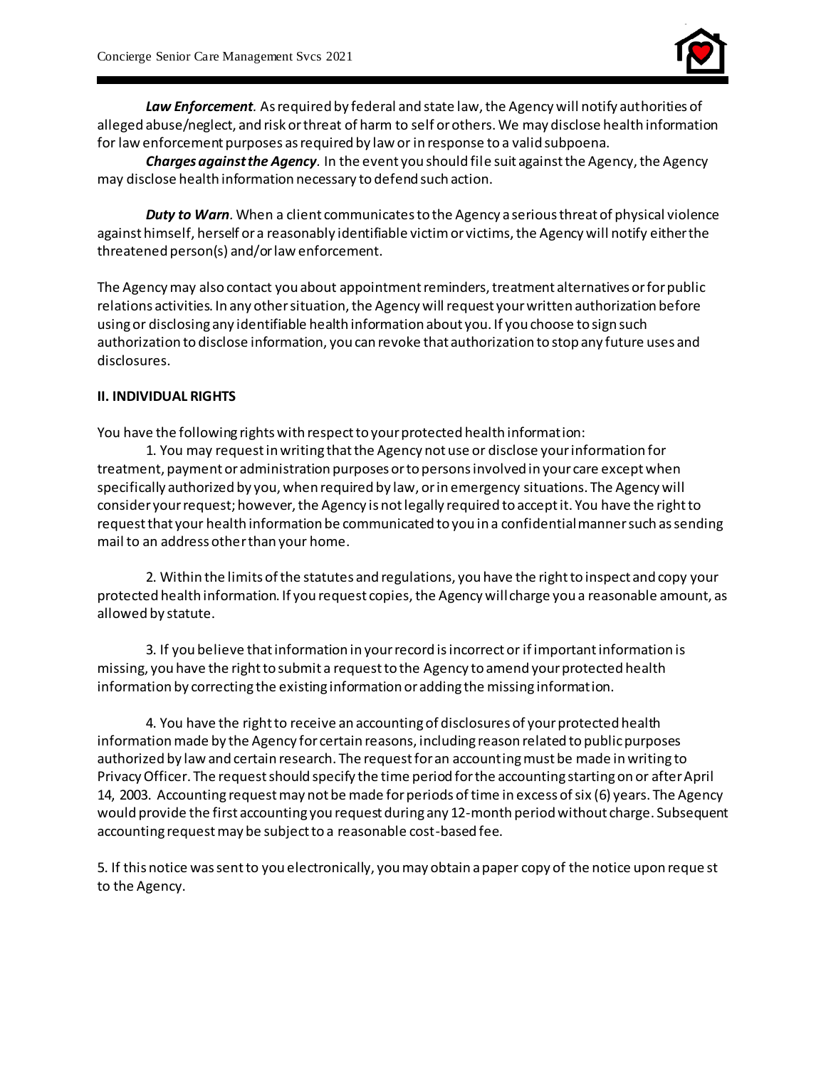***Law Enforcement**.* As required by federal and state law, the Agency will notify authorities of alleged abuse/neglect, and risk or threat of harm to self or others. We may disclose health information for law enforcement purposes as required by law or in response to a valid subpoena.

***Charges against the Agency**.* In the event you should file suit against the Agency, the Agency may disclose health information necessary to defend such action.

***Duty to Warn**.* When a client communicates to the Agency a serious threat of physical violence against himself, herself or a reasonably identifiable victim or victims, the Agency will notify either the threatened person(s) and/or law enforcement.

The Agency may also contact you about appointment reminders, treatment alternatives or for public relations activities. In any other situation, the Agency will request your written authorization before using or disclosing any identifiable health information about you. If you choose to sign such authorization to disclose information, you can revoke that authorization to stop any future uses and disclosures.

**II. INDIVIDUAL RIGHTS**

You have the following rights with respect to your protected health information:

1. You may request in writing that the Agency not use or disclose your information for treatment, payment or administration purposes or to persons involved in your care except when specifically authorized by you, when required by law, or in emergency situations. The Agency will consider your request; however, the Agency is not legally required to accept it. You have the right to request that your health information be communicated to you in a confidential manner such as sending mail to an address other than your home.

2. Within the limits of the statutes and regulations, you have the right to inspect and copy your protected health information. If you request copies, the Agency will charge you a reasonable amount, as allowed by statute.

3. If you believe that information in your record is incorrect or if important information is missing, you have the right to submit a request to the Agency to amend your protected health information by correcting the existing information or adding the missing information.

4. You have the right to receive an accounting of disclosures of your protected health information made by the Agency for certain reasons, including reason related to public purposes authorized by law and certain research. The request for an accounting must be made in writing to Privacy Officer. The request should specify the time period for the accounting starting on or after April 14, 2003. Accounting request may not be made for periods of time in excess of six (6) years. The Agency would provide the first accounting you request during any 12-month period without charge. Subsequent accounting request may be subject to a reasonable cost-based fee.

5. If this notice was sent to you electronically, you may obtain a paper copy of the notice upon request to the Agency.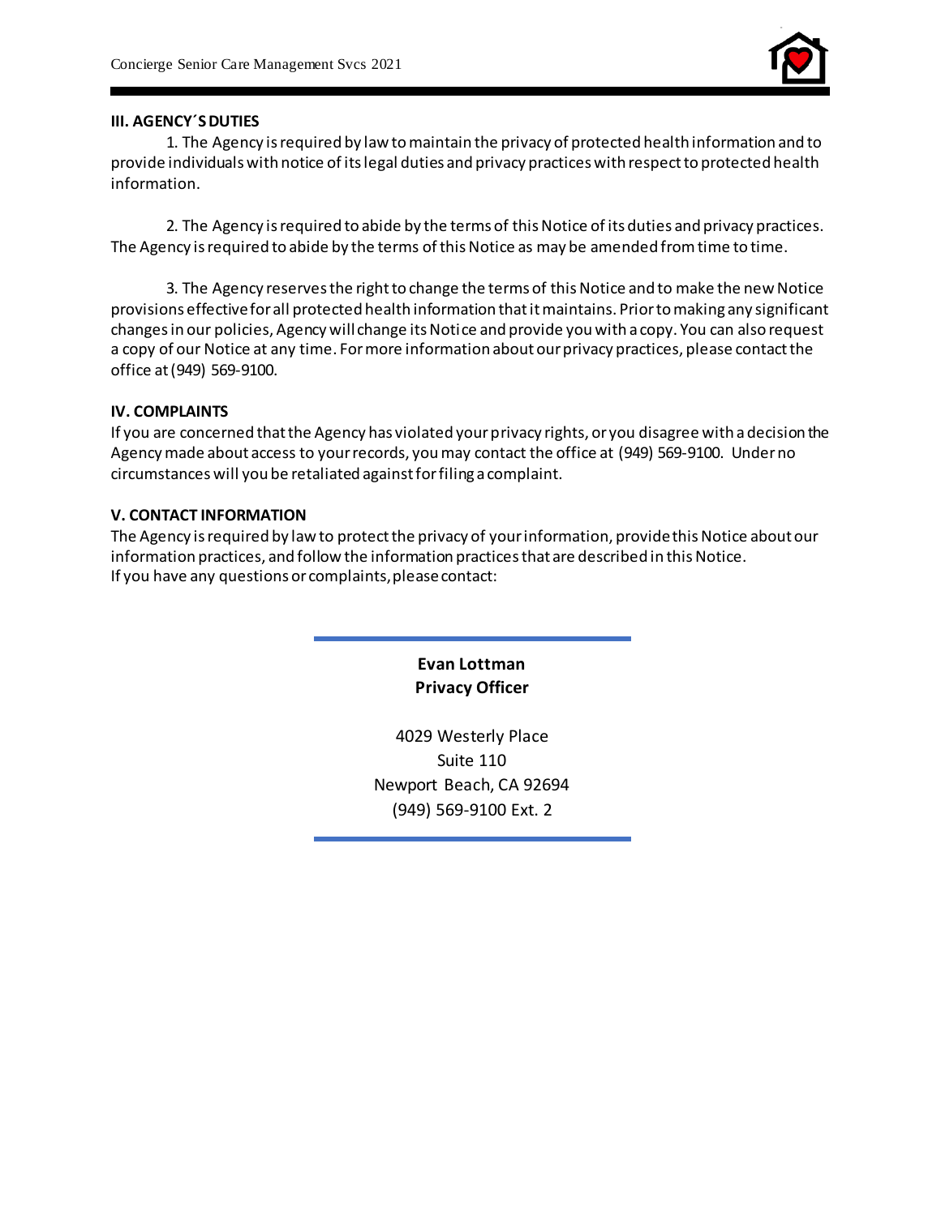### III. AGENCY´S DUTIES

1. The Agency is required by law to maintain the privacy of protected health information and to provide individuals with notice of its legal duties and privacy practices with respect to protected health information.

2. The Agency is required to abide by the terms of this Notice of its duties and privacy practices. The Agency is required to abide by the terms of this Notice as may be amended from time to time.

3. The Agency reserves the right to change the terms of this Notice and to make the new Notice provisions effective for all protected health information that it maintains. Prior to making any significant changes in our policies, Agency will change its Notice and provide you with a copy. You can also request a copy of our Notice at any time. For more information about our privacy practices, please contact the office at (949) 569-9100.

### IV. COMPLAINTS

If you are concerned that the Agency has violated your privacy rights, or you disagree with a decision the Agency made about access to your records, you may contact the office at (949) 569-9100. Under no circumstances will you be retaliated against for filing a complaint.

### V. CONTACT INFORMATION

The Agency is required by law to protect the privacy of your information, provide this Notice about our information practices, and follow the information practices that are described in this Notice.
If you have any questions or complaints, please contact:

---

**Evan Lottman**
**Privacy Officer**

4029 Westerly Place
Suite 110
Newport Beach, CA 92694
(949) 569-9100 Ext. 2

---